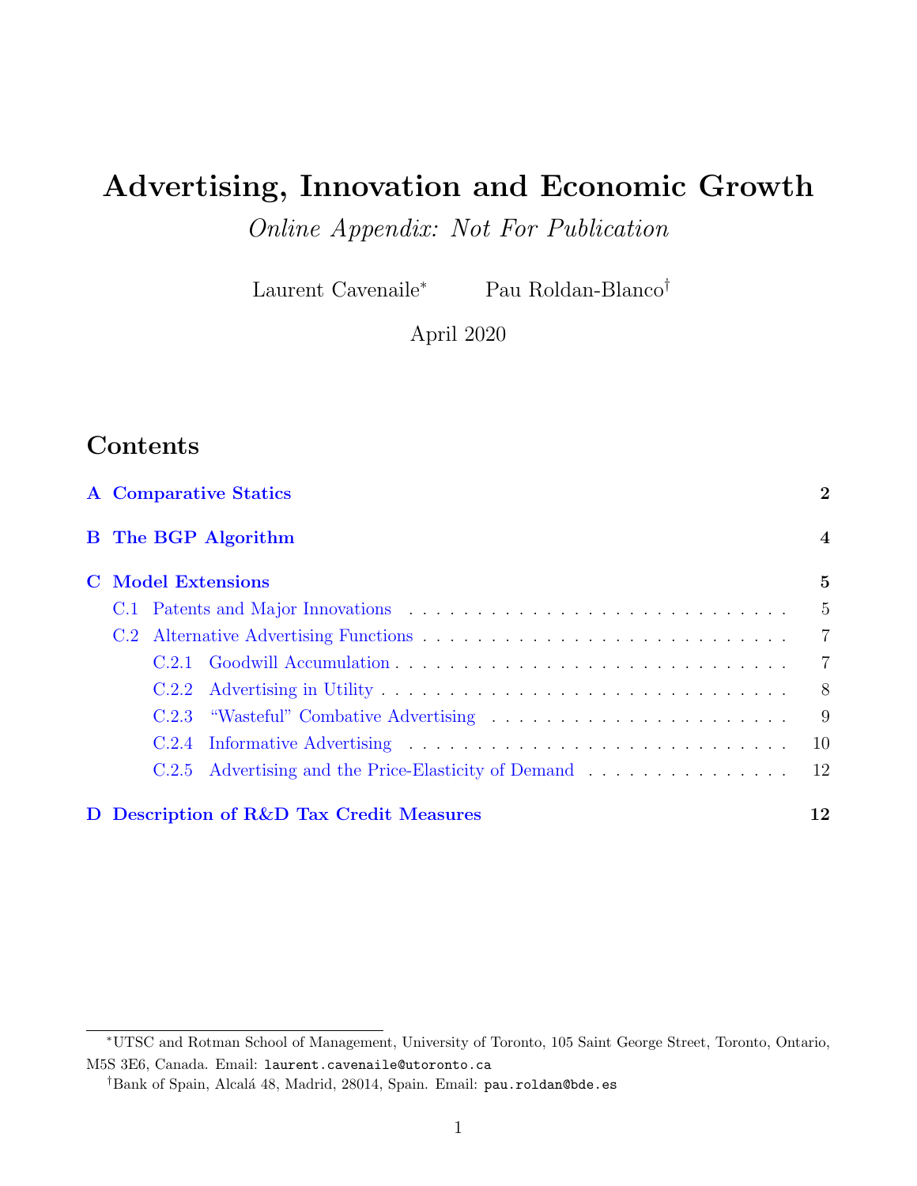# Advertising, Innovation and Economic Growth

*Online Appendix: Not For Publication*

Laurent Cavenaile* Pau Roldan-Blanco†

April 2020

## Contents

**A Comparative Statics** **2**

**B The BGP Algorithm** **4**

**C Model Extensions** **5**

- C.1 Patents and Major Innovations . . . . . . . . . . . . . . . . . . . . . . . . . . . . . 5
- C.2 Alternative Advertising Functions . . . . . . . . . . . . . . . . . . . . . . . . . . . . 7
  - C.2.1 Goodwill Accumulation . . . . . . . . . . . . . . . . . . . . . . . . . . . . 7
  - C.2.2 Advertising in Utility . . . . . . . . . . . . . . . . . . . . . . . . . . . . . 8
  - C.2.3 "Wasteful" Combative Advertising . . . . . . . . . . . . . . . . . . . . . . 9
  - C.2.4 Informative Advertising . . . . . . . . . . . . . . . . . . . . . . . . . . . . 10
  - C.2.5 Advertising and the Price-Elasticity of Demand . . . . . . . . . . . . . . . 12

**D Description of R&D Tax Credit Measures** **12**

---

*UTSC and Rotman School of Management, University of Toronto, 105 Saint George Street, Toronto, Ontario, M5S 3E6, Canada. Email: laurent.cavenaile@utoronto.ca

†Bank of Spain, Alcalá 48, Madrid, 28014, Spain. Email: pau.roldan@bde.es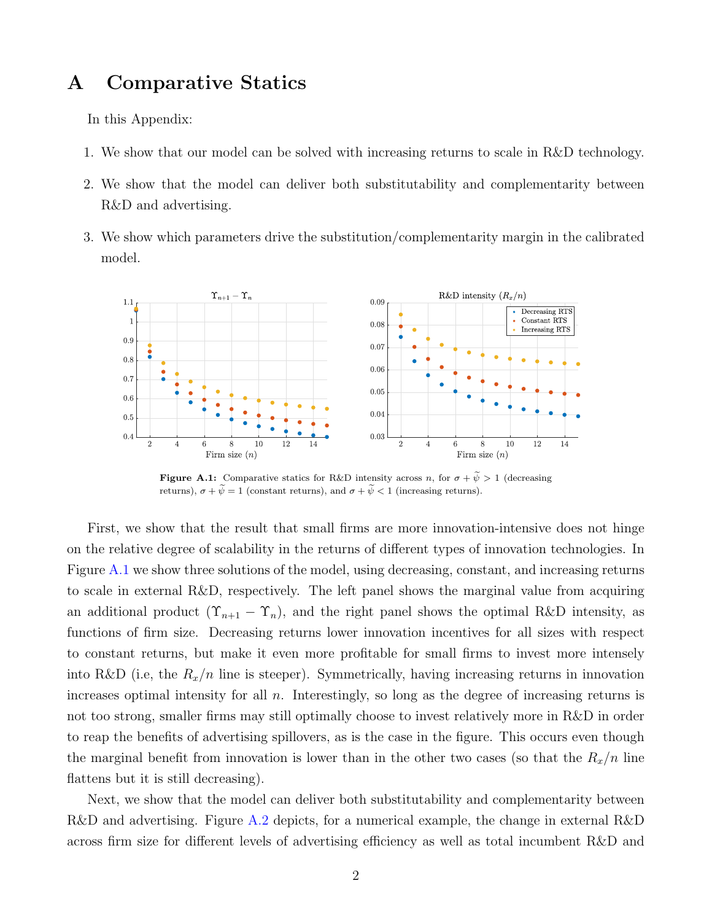# A Comparative Statics

In this Appendix:

1. We show that our model can be solved with increasing returns to scale in R&D technology.
2. We show that the model can deliver both substitutability and complementarity between R&D and advertising.
3. We show which parameters drive the substitution/complementarity margin in the calibrated model.

**Figure A.1:** Comparative statics for R&D intensity across $n$, for $\sigma + \widetilde{\psi} > 1$ (decreasing returns), $\sigma + \widetilde{\psi} = 1$ (constant returns), and $\sigma + \widetilde{\psi} < 1$ (increasing returns).

First, we show that the result that small firms are more innovation-intensive does not hinge on the relative degree of scalability in the returns of different types of innovation technologies. In Figure A.1 we show three solutions of the model, using decreasing, constant, and increasing returns to scale in external R&D, respectively. The left panel shows the marginal value from acquiring an additional product ($\Upsilon_{n+1} - \Upsilon_n$), and the right panel shows the optimal R&D intensity, as functions of firm size. Decreasing returns lower innovation incentives for all sizes with respect to constant returns, but make it even more profitable for small firms to invest more intensely into R&D (i.e, the $R_x/n$ line is steeper). Symmetrically, having increasing returns in innovation increases optimal intensity for all $n$. Interestingly, so long as the degree of increasing returns is not too strong, smaller firms may still optimally choose to invest relatively more in R&D in order to reap the benefits of advertising spillovers, as is the case in the figure. This occurs even though the marginal benefit from innovation is lower than in the other two cases (so that the $R_x/n$ line flattens but it is still decreasing).

Next, we show that the model can deliver both substitutability and complementarity between R&D and advertising. Figure A.2 depicts, for a numerical example, the change in external R&D across firm size for different levels of advertising efficiency as well as total incumbent R&D and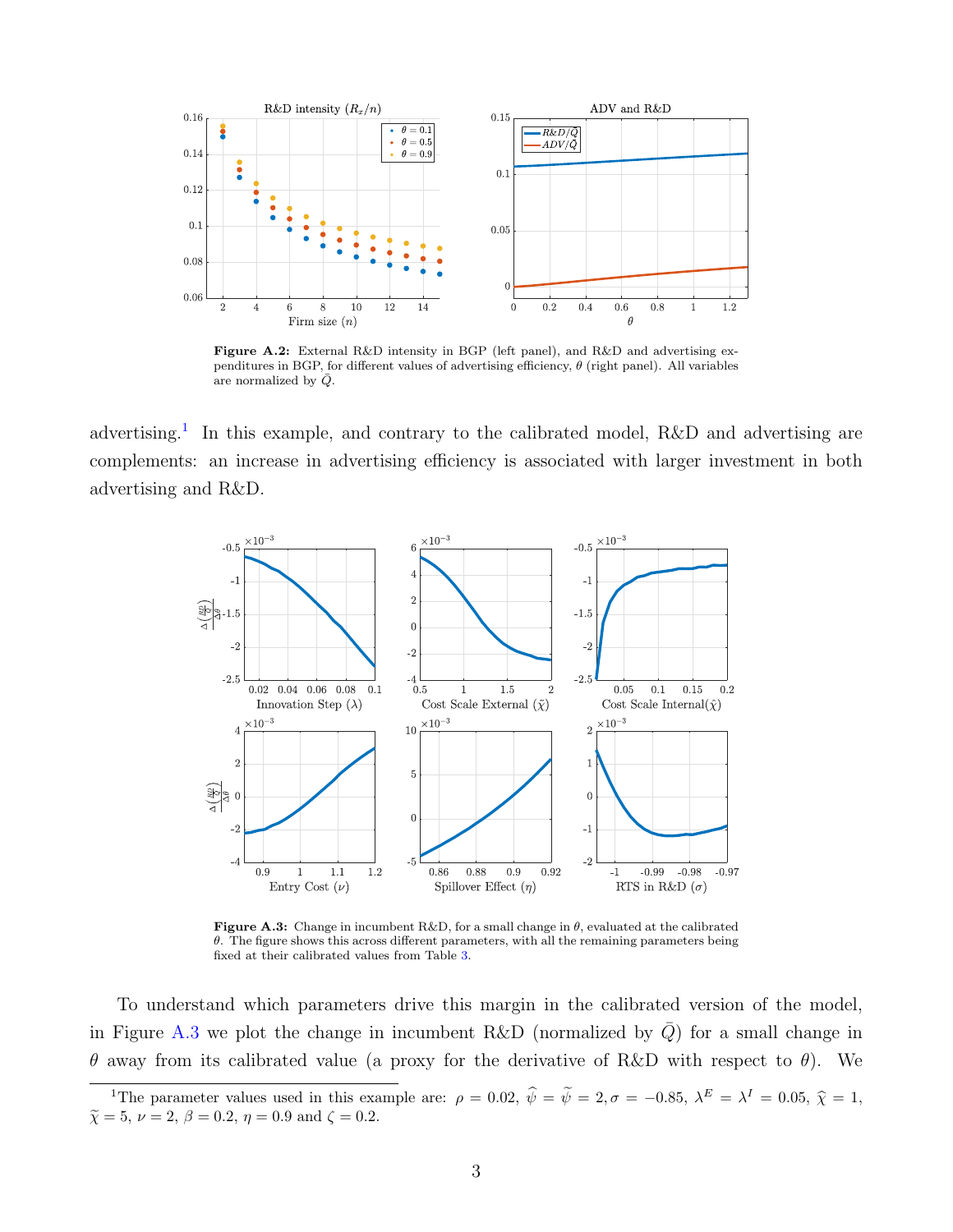**Figure A.2:** External R&D intensity in BGP (left panel), and R&D and advertising expenditures in BGP, for different values of advertising efficiency, $\theta$ (right panel). All variables are normalized by $\bar{Q}$.

advertising.[1] In this example, and contrary to the calibrated model, R&D and advertising are complements: an increase in advertising efficiency is associated with larger investment in both advertising and R&D.

**Figure A.3:** Change in incumbent R&D, for a small change in $\theta$, evaluated at the calibrated $\theta$. The figure shows this across different parameters, with all the remaining parameters being fixed at their calibrated values from Table 3.

To understand which parameters drive this margin in the calibrated version of the model, in Figure A.3 we plot the change in incumbent R&D (normalized by $\bar{Q}$) for a small change in $\theta$ away from its calibrated value (a proxy for the derivative of R&D with respect to $\theta$). We

[1] The parameter values used in this example are: $\rho = 0.02$, $\widehat{\psi} = \widetilde{\psi} = 2, \sigma = -0.85$, $\lambda^E = \lambda^I = 0.05$, $\widehat{\chi} = 1$, $\widetilde{\chi} = 5$, $\nu = 2$, $\beta = 0.2$, $\eta = 0.9$ and $\zeta = 0.2$.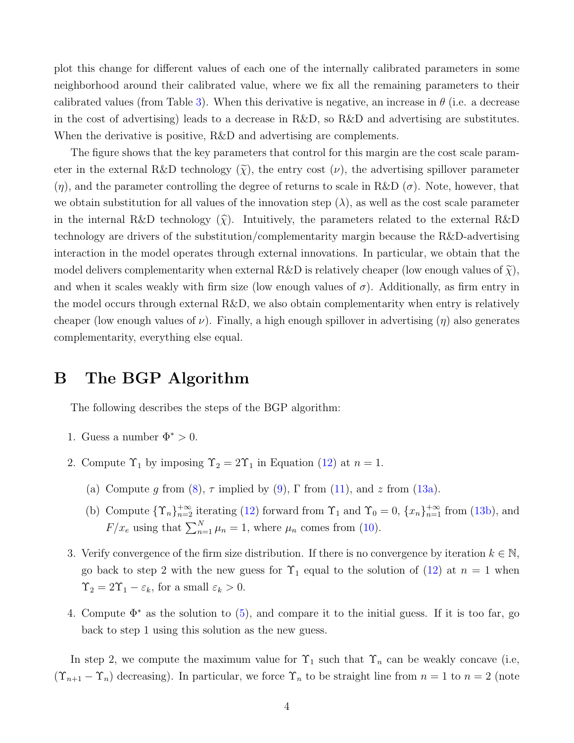plot this change for different values of each one of the internally calibrated parameters in some neighborhood around their calibrated value, where we fix all the remaining parameters to their calibrated values (from Table 3). When this derivative is negative, an increase in $\theta$ (i.e. a decrease in the cost of advertising) leads to a decrease in R&D, so R&D and advertising are substitutes. When the derivative is positive, R&D and advertising are complements.

The figure shows that the key parameters that control for this margin are the cost scale parameter in the external R&D technology ($\widetilde{\chi}$), the entry cost ($\nu$), the advertising spillover parameter ($\eta$), and the parameter controlling the degree of returns to scale in R&D ($\sigma$). Note, however, that we obtain substitution for all values of the innovation step ($\lambda$), as well as the cost scale parameter in the internal R&D technology ($\widehat{\chi}$). Intuitively, the parameters related to the external R&D technology are drivers of the substitution/complementarity margin because the R&D-advertising interaction in the model operates through external innovations. In particular, we obtain that the model delivers complementarity when external R&D is relatively cheaper (low enough values of $\widetilde{\chi}$), and when it scales weakly with firm size (low enough values of $\sigma$). Additionally, as firm entry in the model occurs through external R&D, we also obtain complementarity when entry is relatively cheaper (low enough values of $\nu$). Finally, a high enough spillover in advertising ($\eta$) also generates complementarity, everything else equal.

# B The BGP Algorithm

The following describes the steps of the BGP algorithm:

1. Guess a number $\Phi^* > 0$.
2. Compute $\Upsilon_1$ by imposing $\Upsilon_2 = 2\Upsilon_1$ in Equation (12) at $n = 1$.
   (a) Compute $g$ from (8), $\tau$ implied by (9), $\Gamma$ from (11), and $z$ from (13a).
   (b) Compute $\{\Upsilon_n\}_{n=2}^{+\infty}$ iterating (12) forward from $\Upsilon_1$ and $\Upsilon_0 = 0$, $\{x_n\}_{n=1}^{+\infty}$ from (13b), and $F/x_e$ using that $\sum_{n=1}^{N} \mu_n = 1$, where $\mu_n$ comes from (10).
3. Verify convergence of the firm size distribution. If there is no convergence by iteration $k \in \mathbb{N}$, go back to step 2 with the new guess for $\Upsilon_1$ equal to the solution of (12) at $n = 1$ when $\Upsilon_2 = 2\Upsilon_1 - \varepsilon_k$, for a small $\varepsilon_k > 0$.
4. Compute $\Phi^*$ as the solution to (5), and compare it to the initial guess. If it is too far, go back to step 1 using this solution as the new guess.

In step 2, we compute the maximum value for $\Upsilon_1$ such that $\Upsilon_n$ can be weakly concave (i.e, $(\Upsilon_{n+1} - \Upsilon_n)$ decreasing). In particular, we force $\Upsilon_n$ to be straight line from $n = 1$ to $n = 2$ (note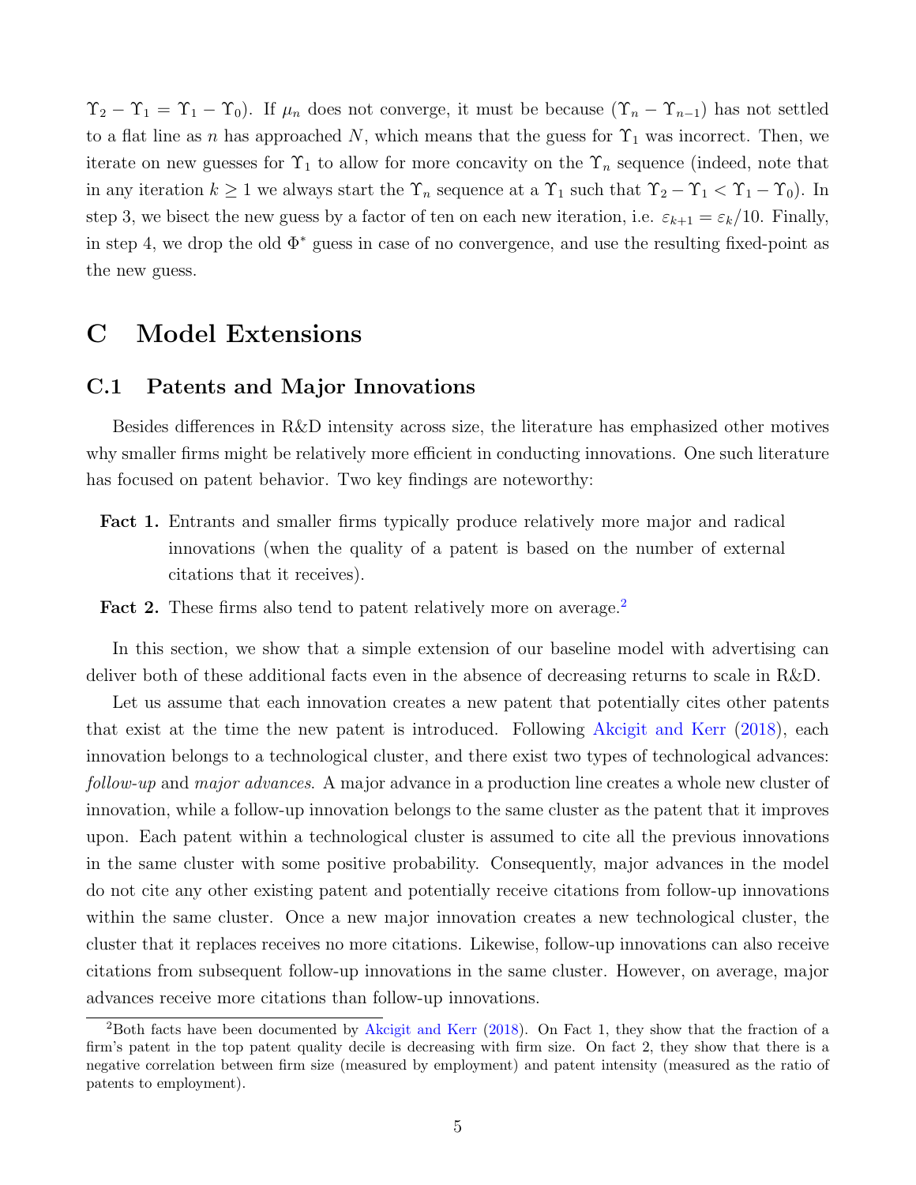$\Upsilon_2 - \Upsilon_1 = \Upsilon_1 - \Upsilon_0$). If $\mu_n$ does not converge, it must be because $(\Upsilon_n - \Upsilon_{n-1})$ has not settled to a flat line as $n$ has approached $N$, which means that the guess for $\Upsilon_1$ was incorrect. Then, we iterate on new guesses for $\Upsilon_1$ to allow for more concavity on the $\Upsilon_n$ sequence (indeed, note that in any iteration $k \geq 1$ we always start the $\Upsilon_n$ sequence at a $\Upsilon_1$ such that $\Upsilon_2 - \Upsilon_1 < \Upsilon_1 - \Upsilon_0$). In step 3, we bisect the new guess by a factor of ten on each new iteration, i.e. $\varepsilon_{k+1} = \varepsilon_k/10$. Finally, in step 4, we drop the old $\Phi^*$ guess in case of no convergence, and use the resulting fixed-point as the new guess.

# C Model Extensions

## C.1 Patents and Major Innovations

Besides differences in R&D intensity across size, the literature has emphasized other motives why smaller firms might be relatively more efficient in conducting innovations. One such literature has focused on patent behavior. Two key findings are noteworthy:

**Fact 1.** Entrants and smaller firms typically produce relatively more major and radical innovations (when the quality of a patent is based on the number of external citations that it receives).

**Fact 2.** These firms also tend to patent relatively more on average.[2]

In this section, we show that a simple extension of our baseline model with advertising can deliver both of these additional facts even in the absence of decreasing returns to scale in R&D.

Let us assume that each innovation creates a new patent that potentially cites other patents that exist at the time the new patent is introduced. Following Akcigit and Kerr (2018), each innovation belongs to a technological cluster, and there exist two types of technological advances: *follow-up* and *major advances*. A major advance in a production line creates a whole new cluster of innovation, while a follow-up innovation belongs to the same cluster as the patent that it improves upon. Each patent within a technological cluster is assumed to cite all the previous innovations in the same cluster with some positive probability. Consequently, major advances in the model do not cite any other existing patent and potentially receive citations from follow-up innovations within the same cluster. Once a new major innovation creates a new technological cluster, the cluster that it replaces receives no more citations. Likewise, follow-up innovations can also receive citations from subsequent follow-up innovations in the same cluster. However, on average, major advances receive more citations than follow-up innovations.

[2]Both facts have been documented by Akcigit and Kerr (2018). On Fact 1, they show that the fraction of a firm's patent in the top patent quality decile is decreasing with firm size. On fact 2, they show that there is a negative correlation between firm size (measured by employment) and patent intensity (measured as the ratio of patents to employment).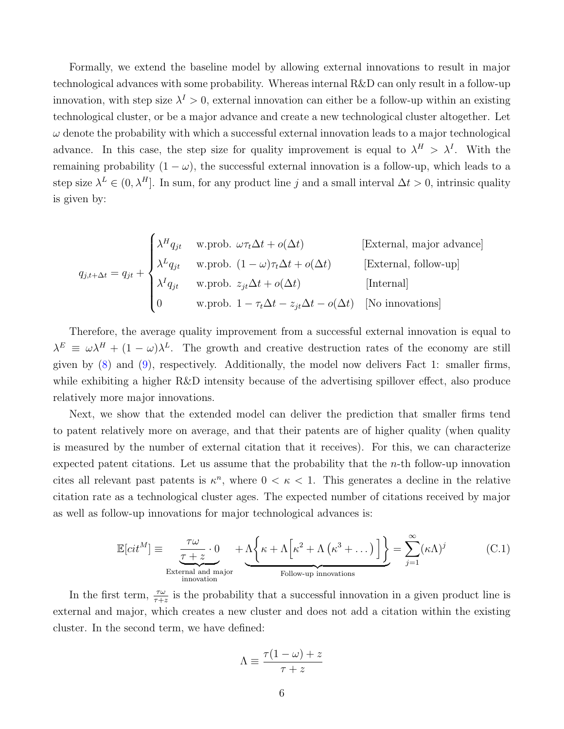Formally, we extend the baseline model by allowing external innovations to result in major technological advances with some probability. Whereas internal R&D can only result in a follow-up innovation, with step size $\lambda^I > 0$, external innovation can either be a follow-up within an existing technological cluster, or be a major advance and create a new technological cluster altogether. Let $\omega$ denote the probability with which a successful external innovation leads to a major technological advance. In this case, the step size for quality improvement is equal to $\lambda^H > \lambda^I$. With the remaining probability $(1-\omega)$, the successful external innovation is a follow-up, which leads to a step size $\lambda^L \in (0, \lambda^H]$. In sum, for any product line $j$ and a small interval $\Delta t > 0$, intrinsic quality is given by:

$$
q_{j,t+\Delta t} = q_{jt} + \begin{cases} \lambda^H q_{jt} & \text{w.prob. } \omega \tau_t \Delta t + o(\Delta t) & \text{[External, major advance]} \\ \lambda^L q_{jt} & \text{w.prob. } (1-\omega)\tau_t \Delta t + o(\Delta t) & \text{[External, follow-up]} \\ \lambda^I q_{jt} & \text{w.prob. } z_{jt}\Delta t + o(\Delta t) & \text{[Internal]} \\ 0 & \text{w.prob. } 1 - \tau_t \Delta t - z_{jt}\Delta t - o(\Delta t) & \text{[No innovations]} \end{cases}
$$

Therefore, the average quality improvement from a successful external innovation is equal to $\lambda^E \equiv \omega\lambda^H + (1-\omega)\lambda^L$. The growth and creative destruction rates of the economy are still given by (8) and (9), respectively. Additionally, the model now delivers Fact 1: smaller firms, while exhibiting a higher R&D intensity because of the advertising spillover effect, also produce relatively more major innovations.

Next, we show that the extended model can deliver the prediction that smaller firms tend to patent relatively more on average, and that their patents are of higher quality (when quality is measured by the number of external citation that it receives). For this, we can characterize expected patent citations. Let us assume that the probability that the $n$-th follow-up innovation cites all relevant past patents is $\kappa^n$, where $0 < \kappa < 1$. This generates a decline in the relative citation rate as a technological cluster ages. The expected number of citations received by major as well as follow-up innovations for major technological advances is:

$$
\mathbb{E}[cit^M] \equiv \underbrace{\frac{\tau\omega}{\tau+z} \cdot 0}_{\substack{\text{External and major} \\ \text{innovation}}} + \underbrace{\Lambda\left\{\kappa + \Lambda\left[\kappa^2 + \Lambda\left(\kappa^3 + \dots\right)\right]\right\}}_{\text{Follow-up innovations}} = \sum_{j=1}^{\infty} (\kappa\Lambda)^j \tag{C.1}
$$

In the first term, $\frac{\tau\omega}{\tau+z}$ is the probability that a successful innovation in a given product line is external and major, which creates a new cluster and does not add a citation within the existing cluster. In the second term, we have defined:

$$
\Lambda \equiv \frac{\tau(1-\omega) + z}{\tau + z}
$$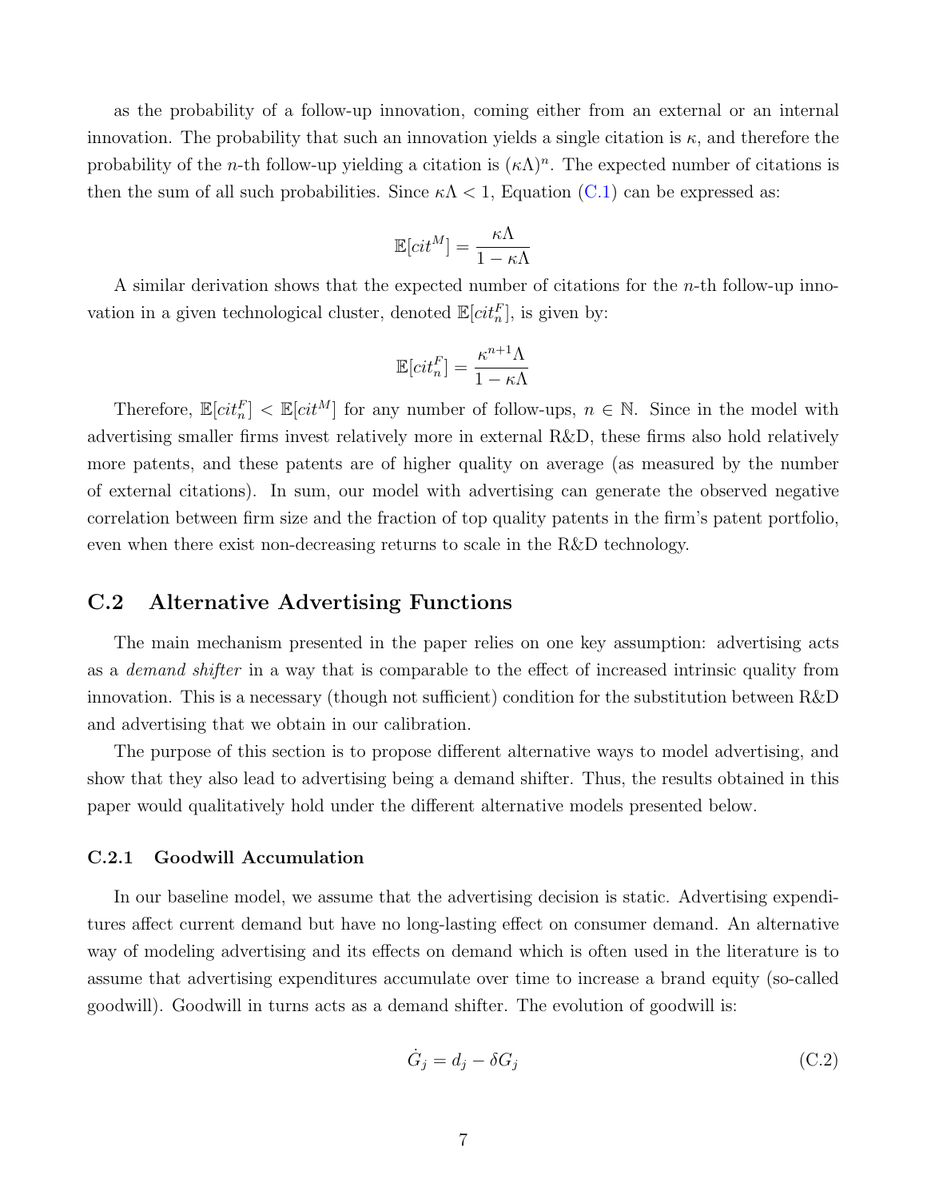as the probability of a follow-up innovation, coming either from an external or an internal innovation. The probability that such an innovation yields a single citation is $\kappa$, and therefore the probability of the $n$-th follow-up yielding a citation is $(\kappa\Lambda)^n$. The expected number of citations is then the sum of all such probabilities. Since $\kappa\Lambda < 1$, Equation (C.1) can be expressed as:

$$\mathbb{E}[cit^M] = \frac{\kappa\Lambda}{1 - \kappa\Lambda}$$

A similar derivation shows that the expected number of citations for the $n$-th follow-up innovation in a given technological cluster, denoted $\mathbb{E}[cit_n^F]$, is given by:

$$\mathbb{E}[cit_n^F] = \frac{\kappa^{n+1}\Lambda}{1 - \kappa\Lambda}$$

Therefore, $\mathbb{E}[cit_n^F] < \mathbb{E}[cit^M]$ for any number of follow-ups, $n \in \mathbb{N}$. Since in the model with advertising smaller firms invest relatively more in external R&D, these firms also hold relatively more patents, and these patents are of higher quality on average (as measured by the number of external citations). In sum, our model with advertising can generate the observed negative correlation between firm size and the fraction of top quality patents in the firm's patent portfolio, even when there exist non-decreasing returns to scale in the R&D technology.

## C.2 Alternative Advertising Functions

The main mechanism presented in the paper relies on one key assumption: advertising acts as a *demand shifter* in a way that is comparable to the effect of increased intrinsic quality from innovation. This is a necessary (though not sufficient) condition for the substitution between R&D and advertising that we obtain in our calibration.

The purpose of this section is to propose different alternative ways to model advertising, and show that they also lead to advertising being a demand shifter. Thus, the results obtained in this paper would qualitatively hold under the different alternative models presented below.

### C.2.1 Goodwill Accumulation

In our baseline model, we assume that the advertising decision is static. Advertising expenditures affect current demand but have no long-lasting effect on consumer demand. An alternative way of modeling advertising and its effects on demand which is often used in the literature is to assume that advertising expenditures accumulate over time to increase a brand equity (so-called goodwill). Goodwill in turns acts as a demand shifter. The evolution of goodwill is:

$$\dot{G}_j = d_j - \delta G_j \tag{C.2}$$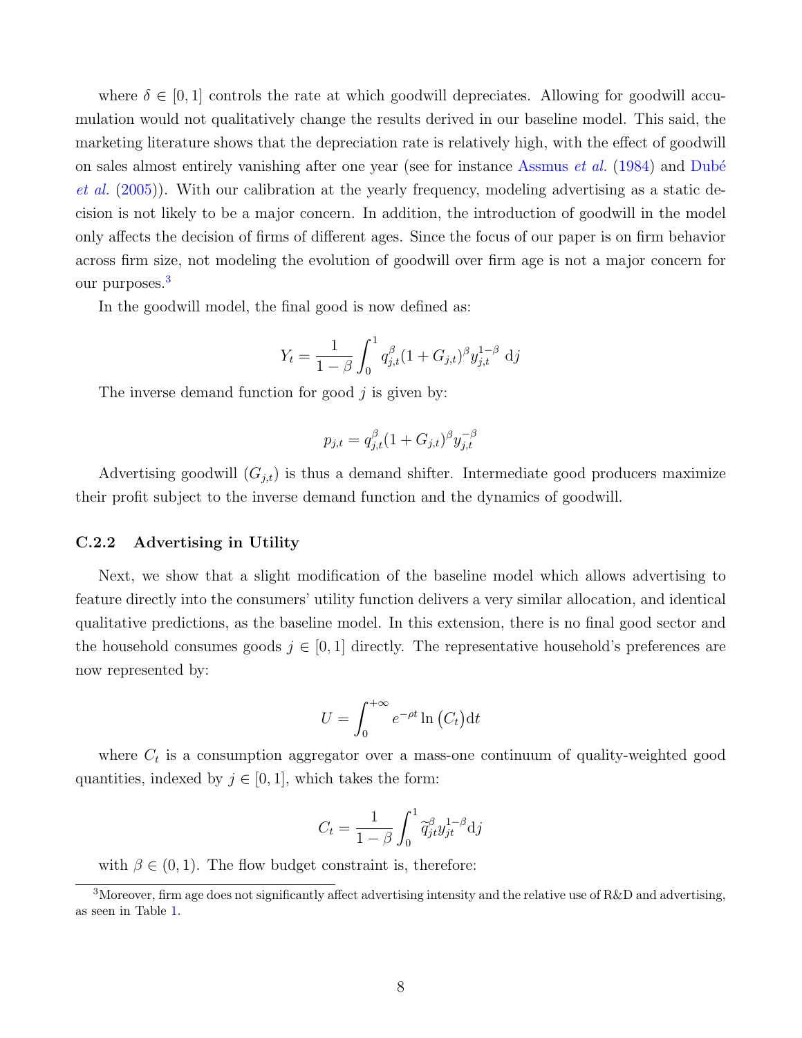where $\delta \in [0, 1]$ controls the rate at which goodwill depreciates. Allowing for goodwill accumulation would not qualitatively change the results derived in our baseline model. This said, the marketing literature shows that the depreciation rate is relatively high, with the effect of goodwill on sales almost entirely vanishing after one year (see for instance Assmus *et al.* (1984) and Dubé *et al.* (2005)). With our calibration at the yearly frequency, modeling advertising as a static decision is not likely to be a major concern. In addition, the introduction of goodwill in the model only affects the decision of firms of different ages. Since the focus of our paper is on firm behavior across firm size, not modeling the evolution of goodwill over firm age is not a major concern for our purposes.[3]

In the goodwill model, the final good is now defined as:

$$Y_t = \frac{1}{1-\beta} \int_0^1 q_{j,t}^{\beta} (1 + G_{j,t})^{\beta} y_{j,t}^{1-\beta} \, \mathrm{d}j$$

The inverse demand function for good $j$ is given by:

$$p_{j,t} = q_{j,t}^{\beta} (1 + G_{j,t})^{\beta} y_{j,t}^{-\beta}$$

Advertising goodwill ($G_{j,t}$) is thus a demand shifter. Intermediate good producers maximize their profit subject to the inverse demand function and the dynamics of goodwill.

### C.2.2 Advertising in Utility

Next, we show that a slight modification of the baseline model which allows advertising to feature directly into the consumers' utility function delivers a very similar allocation, and identical qualitative predictions, as the baseline model. In this extension, there is no final good sector and the household consumes goods $j \in [0, 1]$ directly. The representative household's preferences are now represented by:

$$U = \int_0^{+\infty} e^{-\rho t} \ln \left( C_t \right) \mathrm{d}t$$

where $C_t$ is a consumption aggregator over a mass-one continuum of quality-weighted good quantities, indexed by $j \in [0, 1]$, which takes the form:

$$C_t = \frac{1}{1-\beta} \int_0^1 \widetilde{q}_{jt}^{\beta} y_{jt}^{1-\beta} \mathrm{d}j$$

with $\beta \in (0, 1)$. The flow budget constraint is, therefore:

[3] Moreover, firm age does not significantly affect advertising intensity and the relative use of R&D and advertising, as seen in Table 1.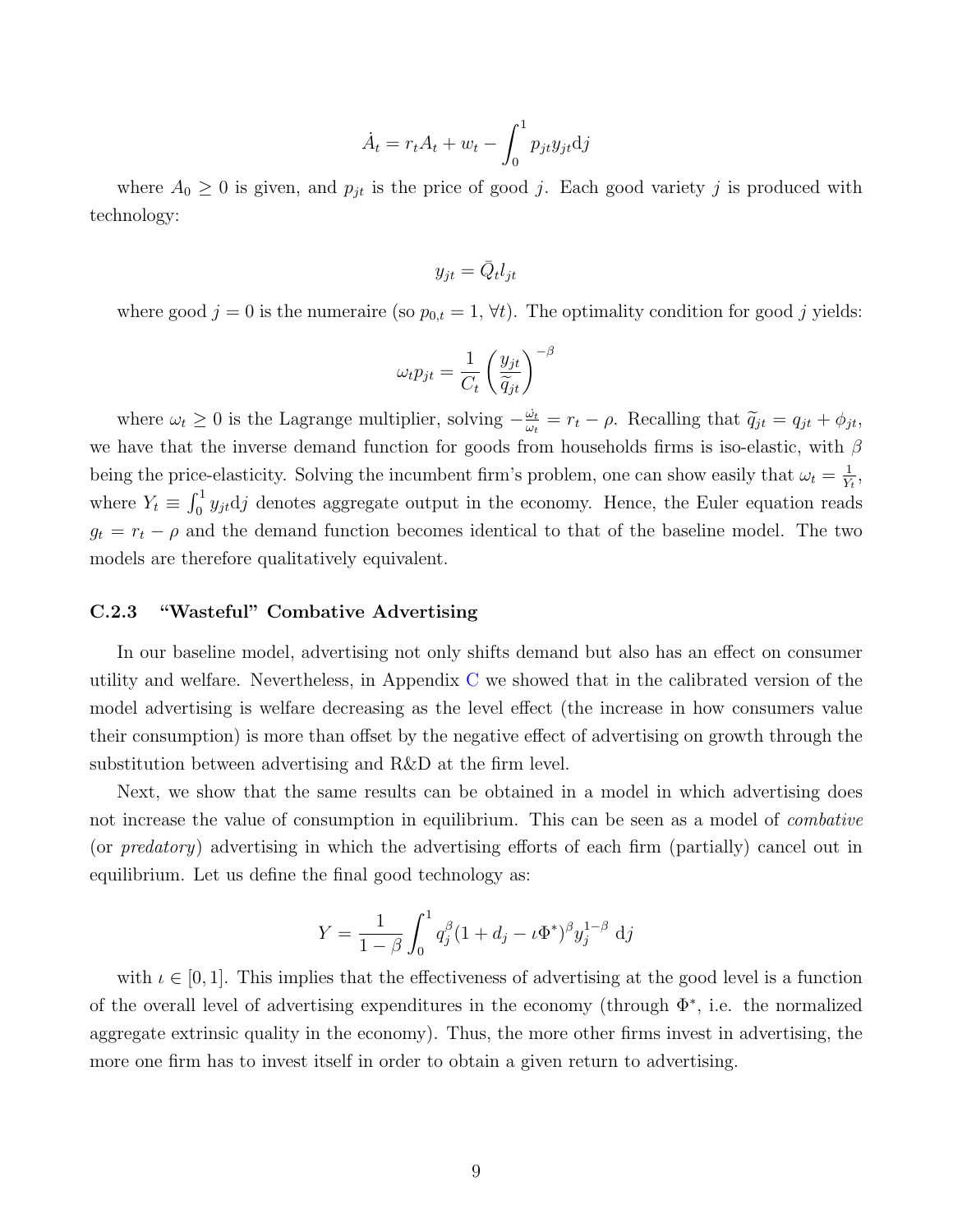$$\dot{A}_t = r_t A_t + w_t - \int_0^1 p_{jt} y_{jt} \mathrm{d}j$$

where $A_0 \geq 0$ is given, and $p_{jt}$ is the price of good $j$. Each good variety $j$ is produced with technology:

$$y_{jt} = \bar{Q}_t l_{jt}$$

where good $j = 0$ is the numeraire (so $p_{0,t} = 1$, $\forall t$). The optimality condition for good $j$ yields:

$$\omega_t p_{jt} = \frac{1}{C_t} \left( \frac{y_{jt}}{\widetilde{q}_{jt}} \right)^{-\beta}$$

where $\omega_t \geq 0$ is the Lagrange multiplier, solving $-\frac{\dot{\omega}_t}{\omega_t} = r_t - \rho$. Recalling that $\widetilde{q}_{jt} = q_{jt} + \phi_{jt}$, we have that the inverse demand function for goods from households firms is iso-elastic, with $\beta$ being the price-elasticity. Solving the incumbent firm's problem, one can show easily that $\omega_t = \frac{1}{Y_t}$, where $Y_t \equiv \int_0^1 y_{jt} \mathrm{d}j$ denotes aggregate output in the economy. Hence, the Euler equation reads $g_t = r_t - \rho$ and the demand function becomes identical to that of the baseline model. The two models are therefore qualitatively equivalent.

### C.2.3 "Wasteful" Combative Advertising

In our baseline model, advertising not only shifts demand but also has an effect on consumer utility and welfare. Nevertheless, in Appendix C we showed that in the calibrated version of the model advertising is welfare decreasing as the level effect (the increase in how consumers value their consumption) is more than offset by the negative effect of advertising on growth through the substitution between advertising and R&D at the firm level.

Next, we show that the same results can be obtained in a model in which advertising does not increase the value of consumption in equilibrium. This can be seen as a model of *combative* (or *predatory*) advertising in which the advertising efforts of each firm (partially) cancel out in equilibrium. Let us define the final good technology as:

$$Y = \frac{1}{1-\beta} \int_0^1 q_j^{\beta} (1 + d_j - \iota \Phi^*)^{\beta} y_j^{1-\beta} \, \mathrm{d}j$$

with $\iota \in [0, 1]$. This implies that the effectiveness of advertising at the good level is a function of the overall level of advertising expenditures in the economy (through $\Phi^*$, i.e. the normalized aggregate extrinsic quality in the economy). Thus, the more other firms invest in advertising, the more one firm has to invest itself in order to obtain a given return to advertising.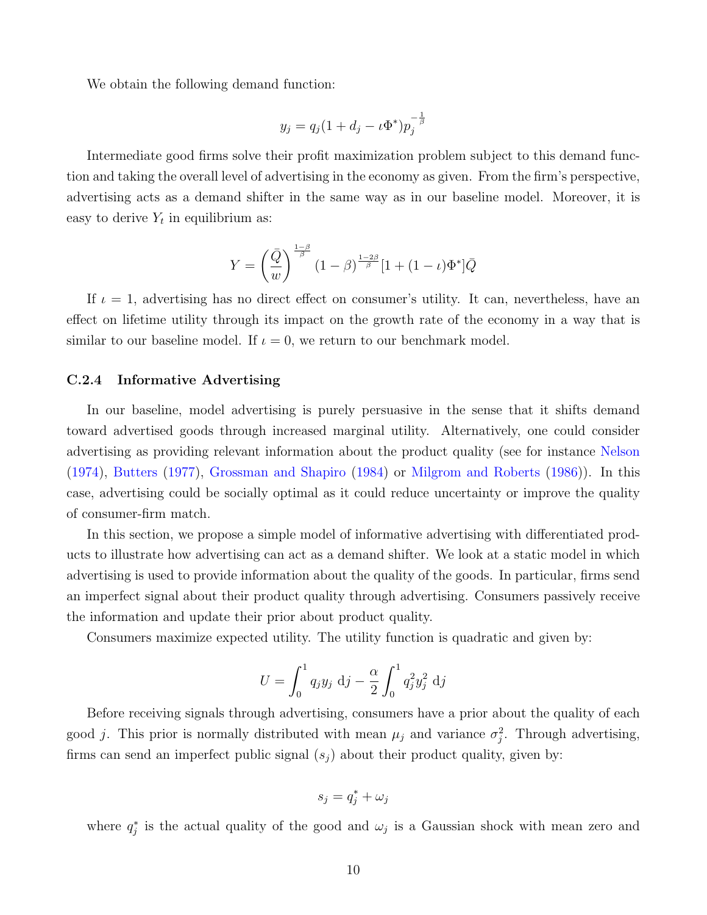We obtain the following demand function:

$$y_j = q_j(1 + d_j - \iota\Phi^*)p_j^{-\frac{1}{\beta}}$$

Intermediate good firms solve their profit maximization problem subject to this demand function and taking the overall level of advertising in the economy as given. From the firm's perspective, advertising acts as a demand shifter in the same way as in our baseline model. Moreover, it is easy to derive $Y_t$ in equilibrium as:

$$Y = \left(\frac{\bar{Q}}{w}\right)^{\frac{1-\beta}{\beta}} (1-\beta)^{\frac{1-2\beta}{\beta}}[1 + (1-\iota)\Phi^*]\bar{Q}$$

If $\iota = 1$, advertising has no direct effect on consumer's utility. It can, nevertheless, have an effect on lifetime utility through its impact on the growth rate of the economy in a way that is similar to our baseline model. If $\iota = 0$, we return to our benchmark model.

### C.2.4 Informative Advertising

In our baseline, model advertising is purely persuasive in the sense that it shifts demand toward advertised goods through increased marginal utility. Alternatively, one could consider advertising as providing relevant information about the product quality (see for instance Nelson (1974), Butters (1977), Grossman and Shapiro (1984) or Milgrom and Roberts (1986)). In this case, advertising could be socially optimal as it could reduce uncertainty or improve the quality of consumer-firm match.

In this section, we propose a simple model of informative advertising with differentiated products to illustrate how advertising can act as a demand shifter. We look at a static model in which advertising is used to provide information about the quality of the goods. In particular, firms send an imperfect signal about their product quality through advertising. Consumers passively receive the information and update their prior about product quality.

Consumers maximize expected utility. The utility function is quadratic and given by:

$$U = \int_0^1 q_j y_j \, \mathrm{d}j - \frac{\alpha}{2}\int_0^1 q_j^2 y_j^2 \, \mathrm{d}j$$

Before receiving signals through advertising, consumers have a prior about the quality of each good $j$. This prior is normally distributed with mean $\mu_j$ and variance $\sigma_j^2$. Through advertising, firms can send an imperfect public signal ($s_j$) about their product quality, given by:

$$s_j = q_j^* + \omega_j$$

where $q_j^*$ is the actual quality of the good and $\omega_j$ is a Gaussian shock with mean zero and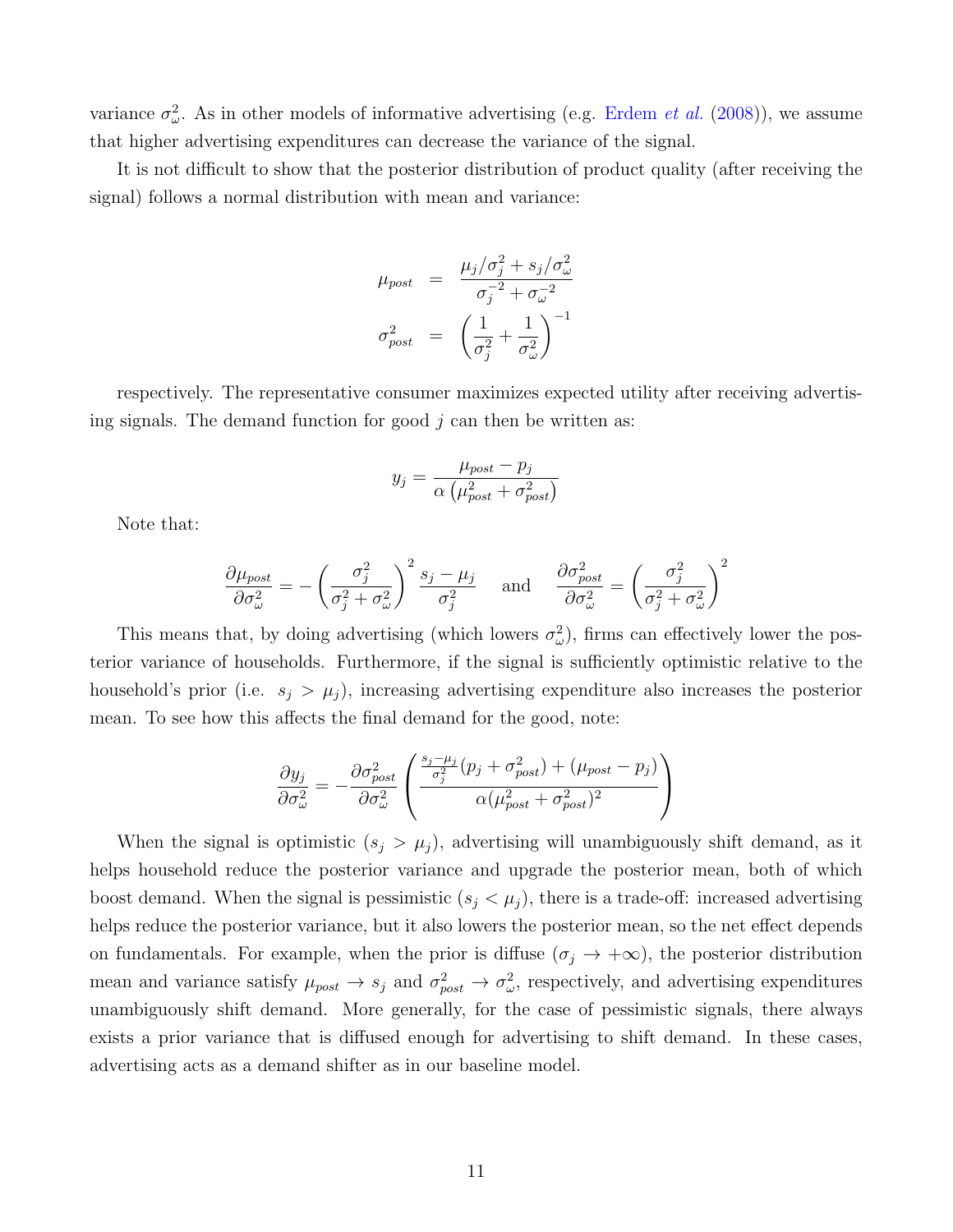variance $\sigma_\omega^2$. As in other models of informative advertising (e.g. Erdem *et al.* (2008)), we assume that higher advertising expenditures can decrease the variance of the signal.

It is not difficult to show that the posterior distribution of product quality (after receiving the signal) follows a normal distribution with mean and variance:

$$
\begin{aligned}
\mu_{post} &= \frac{\mu_j/\sigma_j^2 + s_j/\sigma_\omega^2}{\sigma_j^{-2} + \sigma_\omega^{-2}} \\
\sigma_{post}^2 &= \left(\frac{1}{\sigma_j^2} + \frac{1}{\sigma_\omega^2}\right)^{-1}
\end{aligned}
$$

respectively. The representative consumer maximizes expected utility after receiving advertising signals. The demand function for good $j$ can then be written as:

$$
y_j = \frac{\mu_{post} - p_j}{\alpha\left(\mu_{post}^2 + \sigma_{post}^2\right)}
$$

Note that:

$$
\frac{\partial \mu_{post}}{\partial \sigma_\omega^2} = -\left(\frac{\sigma_j^2}{\sigma_j^2 + \sigma_\omega^2}\right)^2 \frac{s_j - \mu_j}{\sigma_j^2} \quad \text{and} \quad \frac{\partial \sigma_{post}^2}{\partial \sigma_\omega^2} = \left(\frac{\sigma_j^2}{\sigma_j^2 + \sigma_\omega^2}\right)^2
$$

This means that, by doing advertising (which lowers $\sigma_\omega^2$), firms can effectively lower the posterior variance of households. Furthermore, if the signal is sufficiently optimistic relative to the household's prior (i.e. $s_j > \mu_j$), increasing advertising expenditure also increases the posterior mean. To see how this affects the final demand for the good, note:

$$
\frac{\partial y_j}{\partial \sigma_\omega^2} = -\frac{\partial \sigma_{post}^2}{\partial \sigma_\omega^2}\left(\frac{\frac{s_j - \mu_j}{\sigma_j^2}(p_j + \sigma_{post}^2) + (\mu_{post} - p_j)}{\alpha(\mu_{post}^2 + \sigma_{post}^2)^2}\right)
$$

When the signal is optimistic ($s_j > \mu_j$), advertising will unambiguously shift demand, as it helps household reduce the posterior variance and upgrade the posterior mean, both of which boost demand. When the signal is pessimistic ($s_j < \mu_j$), there is a trade-off: increased advertising helps reduce the posterior variance, but it also lowers the posterior mean, so the net effect depends on fundamentals. For example, when the prior is diffuse ($\sigma_j \to +\infty$), the posterior distribution mean and variance satisfy $\mu_{post} \to s_j$ and $\sigma_{post}^2 \to \sigma_\omega^2$, respectively, and advertising expenditures unambiguously shift demand. More generally, for the case of pessimistic signals, there always exists a prior variance that is diffused enough for advertising to shift demand. In these cases, advertising acts as a demand shifter as in our baseline model.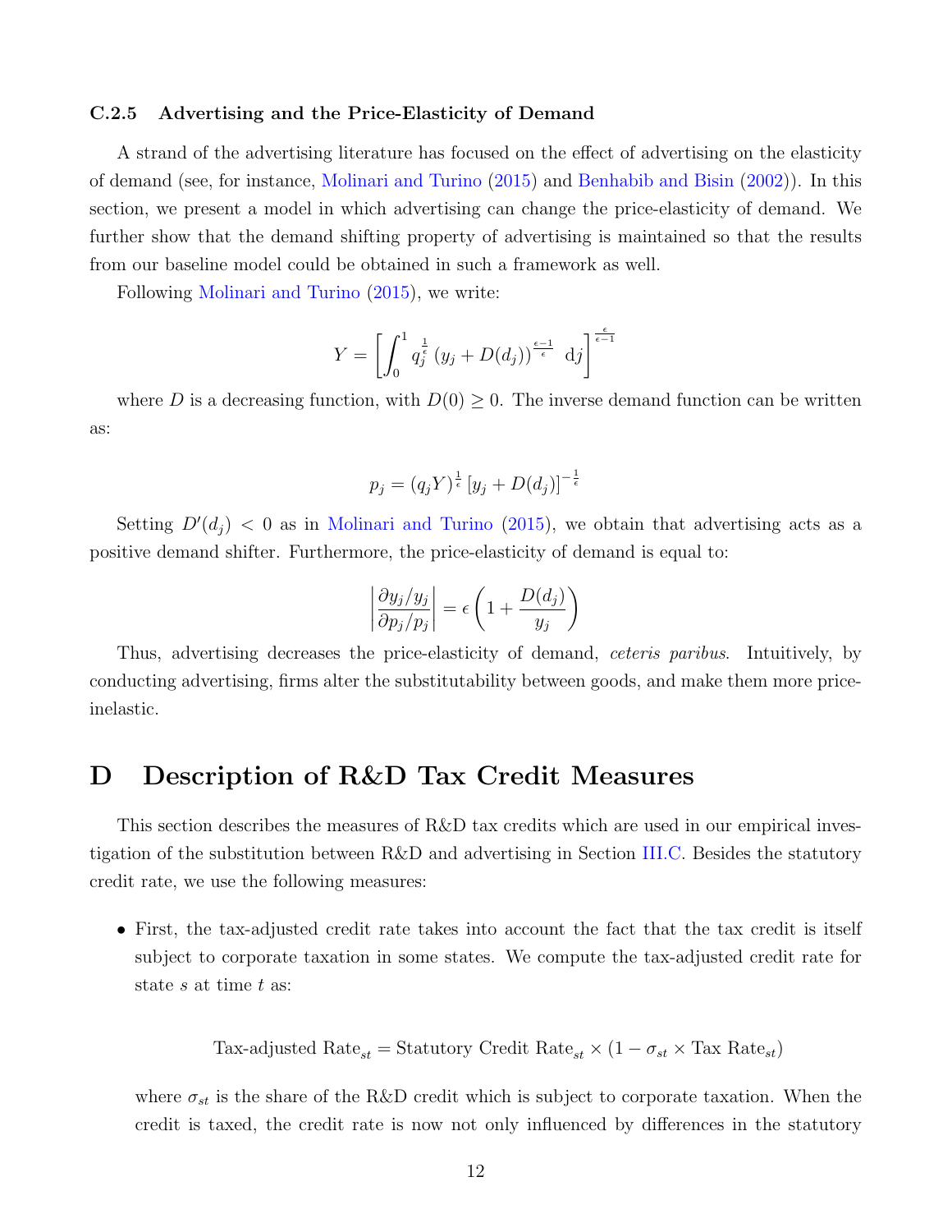### C.2.5 Advertising and the Price-Elasticity of Demand

A strand of the advertising literature has focused on the effect of advertising on the elasticity of demand (see, for instance, Molinari and Turino (2015) and Benhabib and Bisin (2002)). In this section, we present a model in which advertising can change the price-elasticity of demand. We further show that the demand shifting property of advertising is maintained so that the results from our baseline model could be obtained in such a framework as well.

Following Molinari and Turino (2015), we write:

$$Y = \left[ \int_0^1 q_j^{\frac{1}{\epsilon}} \left( y_j + D(d_j) \right)^{\frac{\epsilon - 1}{\epsilon}} \, \mathrm{d}j \right]^{\frac{\epsilon}{\epsilon - 1}}$$

where $D$ is a decreasing function, with $D(0) \geq 0$. The inverse demand function can be written as:

$$p_j = (q_j Y)^{\frac{1}{\epsilon}} \left[ y_j + D(d_j) \right]^{-\frac{1}{\epsilon}}$$

Setting $D'(d_j) < 0$ as in Molinari and Turino (2015), we obtain that advertising acts as a positive demand shifter. Furthermore, the price-elasticity of demand is equal to:

$$\left| \frac{\partial y_j / y_j}{\partial p_j / p_j} \right| = \epsilon \left( 1 + \frac{D(d_j)}{y_j} \right)$$

Thus, advertising decreases the price-elasticity of demand, *ceteris paribus*. Intuitively, by conducting advertising, firms alter the substitutability between goods, and make them more price-inelastic.

# D Description of R&D Tax Credit Measures

This section describes the measures of R&D tax credits which are used in our empirical investigation of the substitution between R&D and advertising in Section III.C. Besides the statutory credit rate, we use the following measures:

- First, the tax-adjusted credit rate takes into account the fact that the tax credit is itself subject to corporate taxation in some states. We compute the tax-adjusted credit rate for state $s$ at time $t$ as:

$$\text{Tax-adjusted Rate}_{st} = \text{Statutory Credit Rate}_{st} \times (1 - \sigma_{st} \times \text{Tax Rate}_{st})$$

  where $\sigma_{st}$ is the share of the R&D credit which is subject to corporate taxation. When the credit is taxed, the credit rate is now not only influenced by differences in the statutory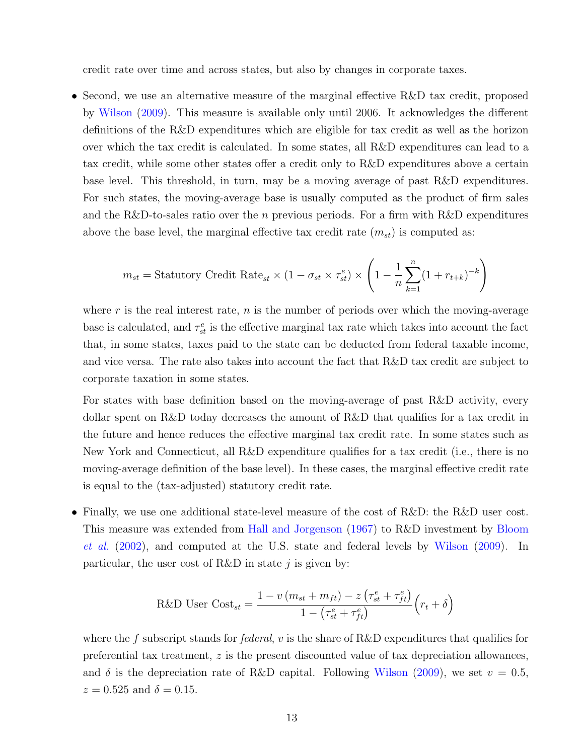credit rate over time and across states, but also by changes in corporate taxes.

- Second, we use an alternative measure of the marginal effective R&D tax credit, proposed by Wilson (2009). This measure is available only until 2006. It acknowledges the different definitions of the R&D expenditures which are eligible for tax credit as well as the horizon over which the tax credit is calculated. In some states, all R&D expenditures can lead to a tax credit, while some other states offer a credit only to R&D expenditures above a certain base level. This threshold, in turn, may be a moving average of past R&D expenditures. For such states, the moving-average base is usually computed as the product of firm sales and the R&D-to-sales ratio over the $n$ previous periods. For a firm with R&D expenditures above the base level, the marginal effective tax credit rate ($m_{st}$) is computed as:

$$m_{st} = \text{Statutory Credit Rate}_{st} \times (1 - \sigma_{st} \times \tau^{e}_{st}) \times \left(1 - \frac{1}{n}\sum_{k=1}^{n}(1 + r_{t+k})^{-k}\right)$$

  where $r$ is the real interest rate, $n$ is the number of periods over which the moving-average base is calculated, and $\tau^{e}_{st}$ is the effective marginal tax rate which takes into account the fact that, in some states, taxes paid to the state can be deducted from federal taxable income, and vice versa. The rate also takes into account the fact that R&D tax credit are subject to corporate taxation in some states.

  For states with base definition based on the moving-average of past R&D activity, every dollar spent on R&D today decreases the amount of R&D that qualifies for a tax credit in the future and hence reduces the effective marginal tax credit rate. In some states such as New York and Connecticut, all R&D expenditure qualifies for a tax credit (i.e., there is no moving-average definition of the base level). In these cases, the marginal effective credit rate is equal to the (tax-adjusted) statutory credit rate.

- Finally, we use one additional state-level measure of the cost of R&D: the R&D user cost. This measure was extended from Hall and Jorgenson (1967) to R&D investment by Bloom *et al.* (2002), and computed at the U.S. state and federal levels by Wilson (2009). In particular, the user cost of R&D in state $j$ is given by:

$$\text{R\&D User Cost}_{st} = \frac{1 - v\left(m_{st} + m_{ft}\right) - z\left(\tau^{e}_{st} + \tau^{e}_{ft}\right)}{1 - \left(\tau^{e}_{st} + \tau^{e}_{ft}\right)}\Big(r_t + \delta\Big)$$

  where the $f$ subscript stands for *federal*, $v$ is the share of R&D expenditures that qualifies for preferential tax treatment, $z$ is the present discounted value of tax depreciation allowances, and $\delta$ is the depreciation rate of R&D capital. Following Wilson (2009), we set $v = 0.5$, $z = 0.525$ and $\delta = 0.15$.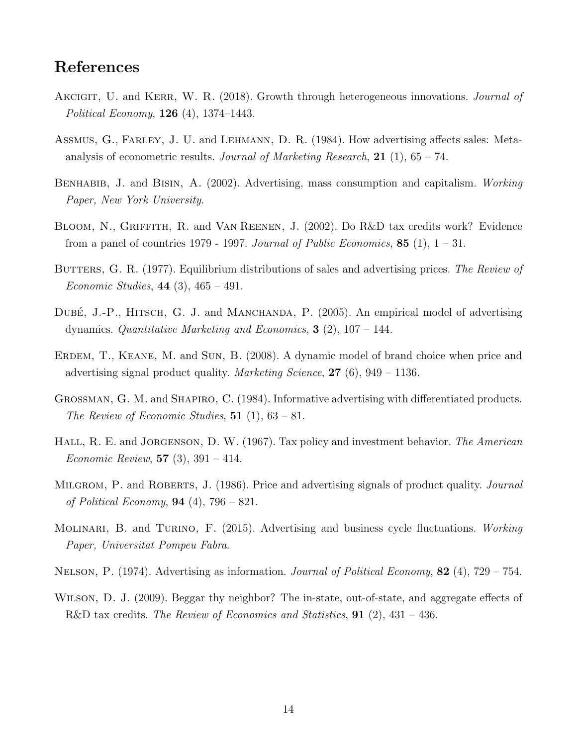# References

Akcigit, U. and Kerr, W. R. (2018). Growth through heterogeneous innovations. *Journal of Political Economy*, **126** (4), 1374–1443.

Assmus, G., Farley, J. U. and Lehmann, D. R. (1984). How advertising affects sales: Meta-analysis of econometric results. *Journal of Marketing Research*, **21** (1), 65 – 74.

Benhabib, J. and Bisin, A. (2002). Advertising, mass consumption and capitalism. *Working Paper, New York University*.

Bloom, N., Griffith, R. and Van Reenen, J. (2002). Do R&D tax credits work? Evidence from a panel of countries 1979 - 1997. *Journal of Public Economics*, **85** (1), 1 – 31.

Butters, G. R. (1977). Equilibrium distributions of sales and advertising prices. *The Review of Economic Studies*, **44** (3), 465 – 491.

Dubé, J.-P., Hitsch, G. J. and Manchanda, P. (2005). An empirical model of advertising dynamics. *Quantitative Marketing and Economics*, **3** (2), 107 – 144.

Erdem, T., Keane, M. and Sun, B. (2008). A dynamic model of brand choice when price and advertising signal product quality. *Marketing Science*, **27** (6), 949 – 1136.

Grossman, G. M. and Shapiro, C. (1984). Informative advertising with differentiated products. *The Review of Economic Studies*, **51** (1), 63 – 81.

Hall, R. E. and Jorgenson, D. W. (1967). Tax policy and investment behavior. *The American Economic Review*, **57** (3), 391 – 414.

Milgrom, P. and Roberts, J. (1986). Price and advertising signals of product quality. *Journal of Political Economy*, **94** (4), 796 – 821.

Molinari, B. and Turino, F. (2015). Advertising and business cycle fluctuations. *Working Paper, Universitat Pompeu Fabra*.

Nelson, P. (1974). Advertising as information. *Journal of Political Economy*, **82** (4), 729 – 754.

Wilson, D. J. (2009). Beggar thy neighbor? The in-state, out-of-state, and aggregate effects of R&D tax credits. *The Review of Economics and Statistics*, **91** (2), 431 – 436.